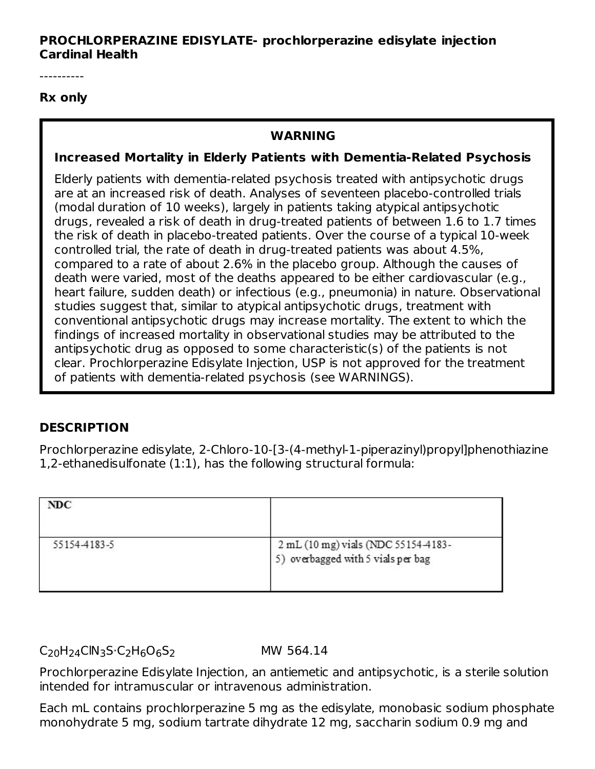**PROCHLORPERAZINE EDISYLATE- prochlorperazine edisylate injection**
**Cardinal Health**

----------

**Rx only**

> **WARNING**
>
> **Increased Mortality in Elderly Patients with Dementia-Related Psychosis**
>
> Elderly patients with dementia-related psychosis treated with antipsychotic drugs are at an increased risk of death. Analyses of seventeen placebo-controlled trials (modal duration of 10 weeks), largely in patients taking atypical antipsychotic drugs, revealed a risk of death in drug-treated patients of between 1.6 to 1.7 times the risk of death in placebo-treated patients. Over the course of a typical 10-week controlled trial, the rate of death in drug-treated patients was about 4.5%, compared to a rate of about 2.6% in the placebo group. Although the causes of death were varied, most of the deaths appeared to be either cardiovascular (e.g., heart failure, sudden death) or infectious (e.g., pneumonia) in nature. Observational studies suggest that, similar to atypical antipsychotic drugs, treatment with conventional antipsychotic drugs may increase mortality. The extent to which the findings of increased mortality in observational studies may be attributed to the antipsychotic drug as opposed to some characteristic(s) of the patients is not clear. Prochlorperazine Edisylate Injection, USP is not approved for the treatment of patients with dementia-related psychosis (see WARNINGS).

## DESCRIPTION

Prochlorperazine edisylate, 2-Chloro-10-[3-(4-methyl-1-piperazinyl)propyl]phenothiazine 1,2-ethanedisulfonate (1:1), has the following structural formula:

| NDC | |
| --- | --- |
| 55154-4183-5 | 2 mL (10 mg) vials (NDC 55154-4183-5) overbagged with 5 vials per bag |

$C_{20}H_{24}ClN_3S \cdot C_2H_6O_6S_2$ MW 564.14

Prochlorperazine Edisylate Injection, an antiemetic and antipsychotic, is a sterile solution intended for intramuscular or intravenous administration.

Each mL contains prochlorperazine 5 mg as the edisylate, monobasic sodium phosphate monohydrate 5 mg, sodium tartrate dihydrate 12 mg, saccharin sodium 0.9 mg and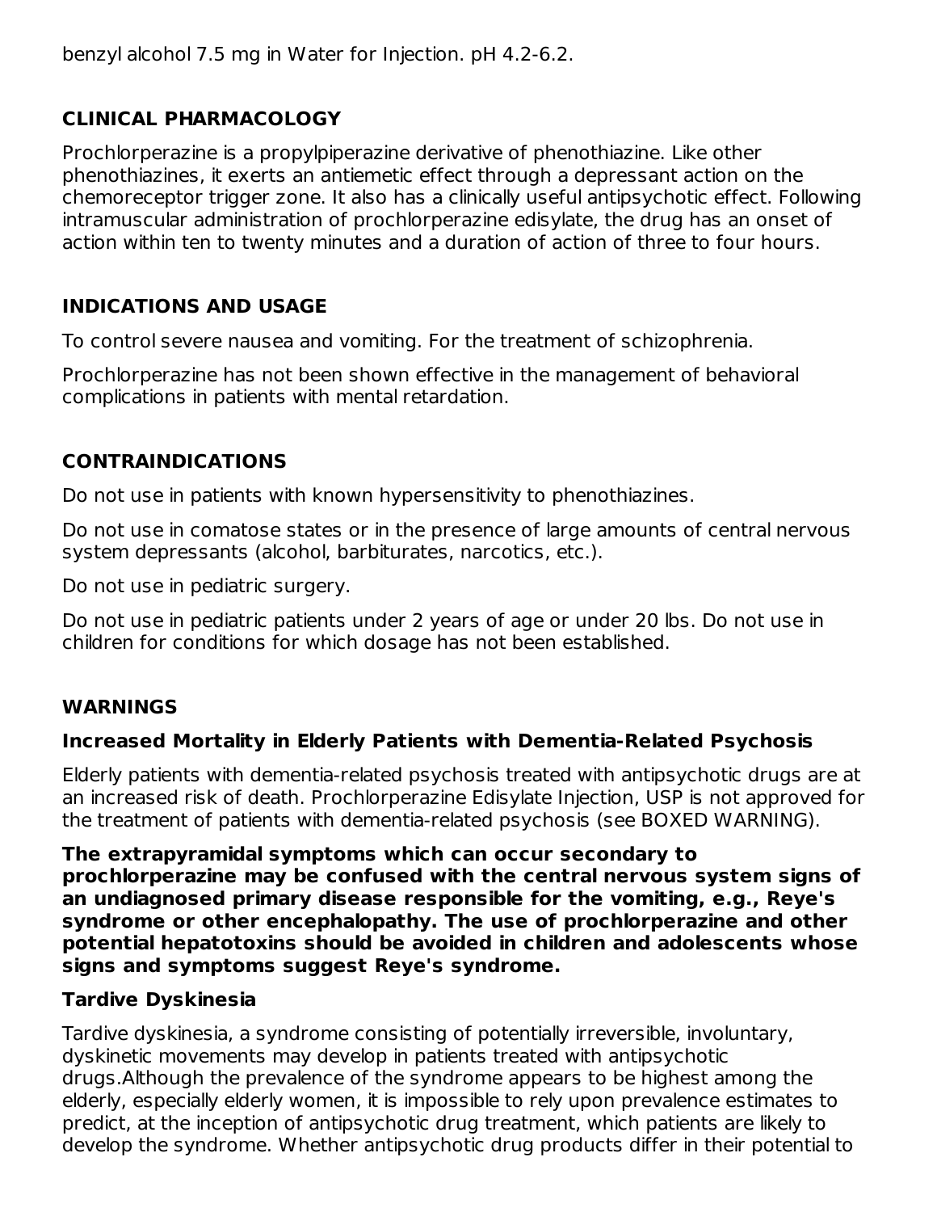benzyl alcohol 7.5 mg in Water for Injection. pH 4.2-6.2.

## CLINICAL PHARMACOLOGY

Prochlorperazine is a propylpiperazine derivative of phenothiazine. Like other phenothiazines, it exerts an antiemetic effect through a depressant action on the chemoreceptor trigger zone. It also has a clinically useful antipsychotic effect. Following intramuscular administration of prochlorperazine edisylate, the drug has an onset of action within ten to twenty minutes and a duration of action of three to four hours.

## INDICATIONS AND USAGE

To control severe nausea and vomiting. For the treatment of schizophrenia.

Prochlorperazine has not been shown effective in the management of behavioral complications in patients with mental retardation.

## CONTRAINDICATIONS

Do not use in patients with known hypersensitivity to phenothiazines.

Do not use in comatose states or in the presence of large amounts of central nervous system depressants (alcohol, barbiturates, narcotics, etc.).

Do not use in pediatric surgery.

Do not use in pediatric patients under 2 years of age or under 20 lbs. Do not use in children for conditions for which dosage has not been established.

## WARNINGS

### Increased Mortality in Elderly Patients with Dementia-Related Psychosis

Elderly patients with dementia-related psychosis treated with antipsychotic drugs are at an increased risk of death. Prochlorperazine Edisylate Injection, USP is not approved for the treatment of patients with dementia-related psychosis (see BOXED WARNING).

**The extrapyramidal symptoms which can occur secondary to prochlorperazine may be confused with the central nervous system signs of an undiagnosed primary disease responsible for the vomiting, e.g., Reye's syndrome or other encephalopathy. The use of prochlorperazine and other potential hepatotoxins should be avoided in children and adolescents whose signs and symptoms suggest Reye's syndrome.**

### Tardive Dyskinesia

Tardive dyskinesia, a syndrome consisting of potentially irreversible, involuntary, dyskinetic movements may develop in patients treated with antipsychotic drugs.Although the prevalence of the syndrome appears to be highest among the elderly, especially elderly women, it is impossible to rely upon prevalence estimates to predict, at the inception of antipsychotic drug treatment, which patients are likely to develop the syndrome. Whether antipsychotic drug products differ in their potential to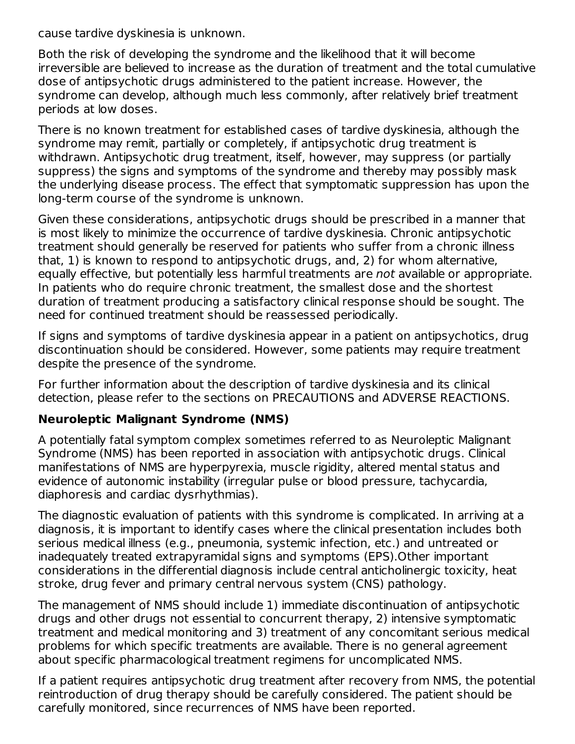cause tardive dyskinesia is unknown.

Both the risk of developing the syndrome and the likelihood that it will become irreversible are believed to increase as the duration of treatment and the total cumulative dose of antipsychotic drugs administered to the patient increase. However, the syndrome can develop, although much less commonly, after relatively brief treatment periods at low doses.

There is no known treatment for established cases of tardive dyskinesia, although the syndrome may remit, partially or completely, if antipsychotic drug treatment is withdrawn. Antipsychotic drug treatment, itself, however, may suppress (or partially suppress) the signs and symptoms of the syndrome and thereby may possibly mask the underlying disease process. The effect that symptomatic suppression has upon the long-term course of the syndrome is unknown.

Given these considerations, antipsychotic drugs should be prescribed in a manner that is most likely to minimize the occurrence of tardive dyskinesia. Chronic antipsychotic treatment should generally be reserved for patients who suffer from a chronic illness that, 1) is known to respond to antipsychotic drugs, and, 2) for whom alternative, equally effective, but potentially less harmful treatments are *not* available or appropriate. In patients who do require chronic treatment, the smallest dose and the shortest duration of treatment producing a satisfactory clinical response should be sought. The need for continued treatment should be reassessed periodically.

If signs and symptoms of tardive dyskinesia appear in a patient on antipsychotics, drug discontinuation should be considered. However, some patients may require treatment despite the presence of the syndrome.

For further information about the description of tardive dyskinesia and its clinical detection, please refer to the sections on PRECAUTIONS and ADVERSE REACTIONS.

**Neuroleptic Malignant Syndrome (NMS)**

A potentially fatal symptom complex sometimes referred to as Neuroleptic Malignant Syndrome (NMS) has been reported in association with antipsychotic drugs. Clinical manifestations of NMS are hyperpyrexia, muscle rigidity, altered mental status and evidence of autonomic instability (irregular pulse or blood pressure, tachycardia, diaphoresis and cardiac dysrhythmias).

The diagnostic evaluation of patients with this syndrome is complicated. In arriving at a diagnosis, it is important to identify cases where the clinical presentation includes both serious medical illness (e.g., pneumonia, systemic infection, etc.) and untreated or inadequately treated extrapyramidal signs and symptoms (EPS).Other important considerations in the differential diagnosis include central anticholinergic toxicity, heat stroke, drug fever and primary central nervous system (CNS) pathology.

The management of NMS should include 1) immediate discontinuation of antipsychotic drugs and other drugs not essential to concurrent therapy, 2) intensive symptomatic treatment and medical monitoring and 3) treatment of any concomitant serious medical problems for which specific treatments are available. There is no general agreement about specific pharmacological treatment regimens for uncomplicated NMS.

If a patient requires antipsychotic drug treatment after recovery from NMS, the potential reintroduction of drug therapy should be carefully considered. The patient should be carefully monitored, since recurrences of NMS have been reported.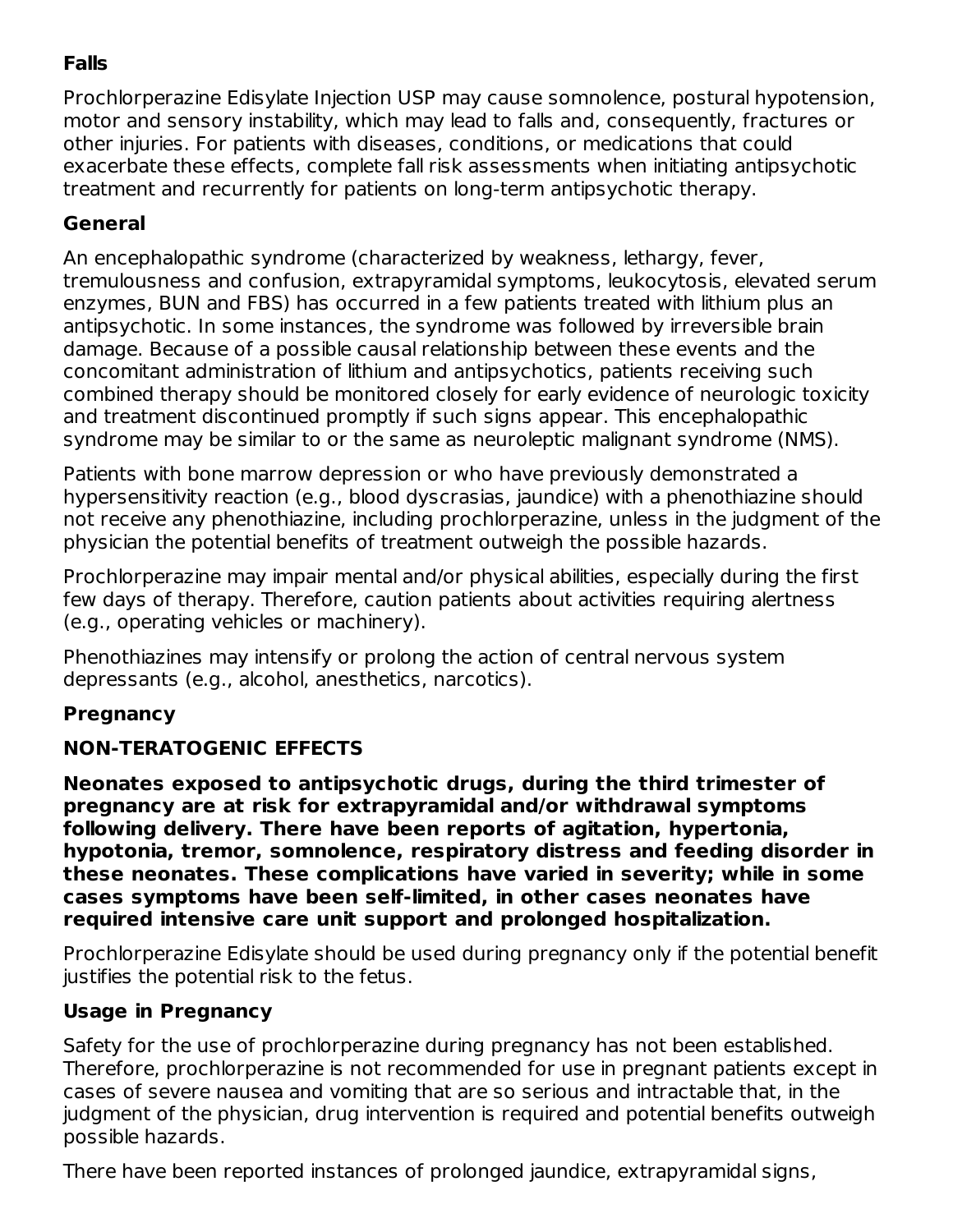**Falls**

Prochlorperazine Edisylate Injection USP may cause somnolence, postural hypotension, motor and sensory instability, which may lead to falls and, consequently, fractures or other injuries. For patients with diseases, conditions, or medications that could exacerbate these effects, complete fall risk assessments when initiating antipsychotic treatment and recurrently for patients on long-term antipsychotic therapy.

**General**

An encephalopathic syndrome (characterized by weakness, lethargy, fever, tremulousness and confusion, extrapyramidal symptoms, leukocytosis, elevated serum enzymes, BUN and FBS) has occurred in a few patients treated with lithium plus an antipsychotic. In some instances, the syndrome was followed by irreversible brain damage. Because of a possible causal relationship between these events and the concomitant administration of lithium and antipsychotics, patients receiving such combined therapy should be monitored closely for early evidence of neurologic toxicity and treatment discontinued promptly if such signs appear. This encephalopathic syndrome may be similar to or the same as neuroleptic malignant syndrome (NMS).

Patients with bone marrow depression or who have previously demonstrated a hypersensitivity reaction (e.g., blood dyscrasias, jaundice) with a phenothiazine should not receive any phenothiazine, including prochlorperazine, unless in the judgment of the physician the potential benefits of treatment outweigh the possible hazards.

Prochlorperazine may impair mental and/or physical abilities, especially during the first few days of therapy. Therefore, caution patients about activities requiring alertness (e.g., operating vehicles or machinery).

Phenothiazines may intensify or prolong the action of central nervous system depressants (e.g., alcohol, anesthetics, narcotics).

**Pregnancy**

**NON-TERATOGENIC EFFECTS**

**Neonates exposed to antipsychotic drugs, during the third trimester of pregnancy are at risk for extrapyramidal and/or withdrawal symptoms following delivery. There have been reports of agitation, hypertonia, hypotonia, tremor, somnolence, respiratory distress and feeding disorder in these neonates. These complications have varied in severity; while in some cases symptoms have been self-limited, in other cases neonates have required intensive care unit support and prolonged hospitalization.**

Prochlorperazine Edisylate should be used during pregnancy only if the potential benefit justifies the potential risk to the fetus.

**Usage in Pregnancy**

Safety for the use of prochlorperazine during pregnancy has not been established. Therefore, prochlorperazine is not recommended for use in pregnant patients except in cases of severe nausea and vomiting that are so serious and intractable that, in the judgment of the physician, drug intervention is required and potential benefits outweigh possible hazards.

There have been reported instances of prolonged jaundice, extrapyramidal signs,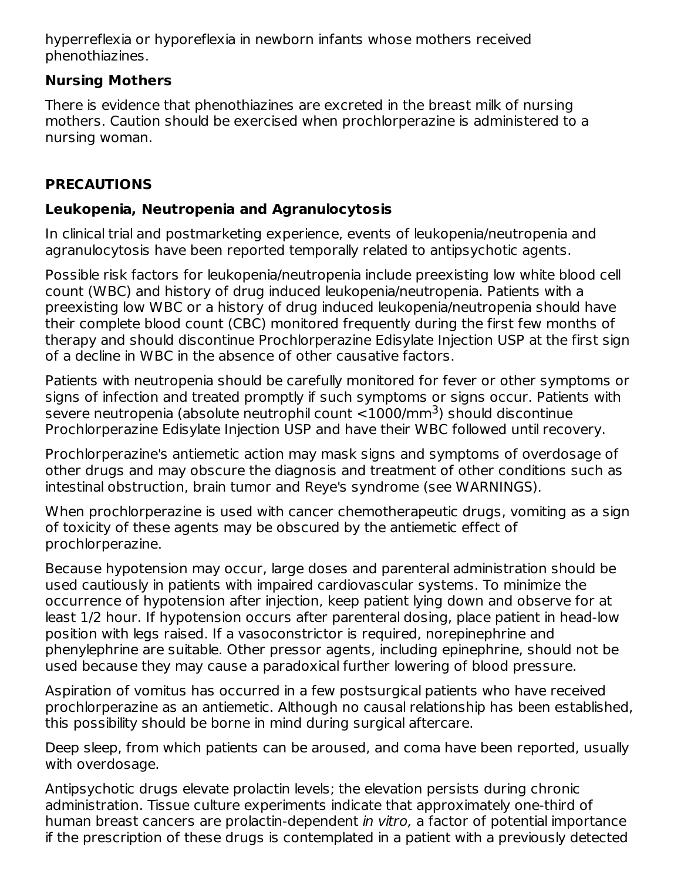hyperreflexia or hyporeflexia in newborn infants whose mothers received phenothiazines.

### Nursing Mothers

There is evidence that phenothiazines are excreted in the breast milk of nursing mothers. Caution should be exercised when prochlorperazine is administered to a nursing woman.

## PRECAUTIONS

### Leukopenia, Neutropenia and Agranulocytosis

In clinical trial and postmarketing experience, events of leukopenia/neutropenia and agranulocytosis have been reported temporally related to antipsychotic agents.

Possible risk factors for leukopenia/neutropenia include preexisting low white blood cell count (WBC) and history of drug induced leukopenia/neutropenia. Patients with a preexisting low WBC or a history of drug induced leukopenia/neutropenia should have their complete blood count (CBC) monitored frequently during the first few months of therapy and should discontinue Prochlorperazine Edisylate Injection USP at the first sign of a decline in WBC in the absence of other causative factors.

Patients with neutropenia should be carefully monitored for fever or other symptoms or signs of infection and treated promptly if such symptoms or signs occur. Patients with severe neutropenia (absolute neutrophil count $<1000/mm^3$) should discontinue Prochlorperazine Edisylate Injection USP and have their WBC followed until recovery.

Prochlorperazine's antiemetic action may mask signs and symptoms of overdosage of other drugs and may obscure the diagnosis and treatment of other conditions such as intestinal obstruction, brain tumor and Reye's syndrome (see WARNINGS).

When prochlorperazine is used with cancer chemotherapeutic drugs, vomiting as a sign of toxicity of these agents may be obscured by the antiemetic effect of prochlorperazine.

Because hypotension may occur, large doses and parenteral administration should be used cautiously in patients with impaired cardiovascular systems. To minimize the occurrence of hypotension after injection, keep patient lying down and observe for at least 1/2 hour. If hypotension occurs after parenteral dosing, place patient in head-low position with legs raised. If a vasoconstrictor is required, norepinephrine and phenylephrine are suitable. Other pressor agents, including epinephrine, should not be used because they may cause a paradoxical further lowering of blood pressure.

Aspiration of vomitus has occurred in a few postsurgical patients who have received prochlorperazine as an antiemetic. Although no causal relationship has been established, this possibility should be borne in mind during surgical aftercare.

Deep sleep, from which patients can be aroused, and coma have been reported, usually with overdosage.

Antipsychotic drugs elevate prolactin levels; the elevation persists during chronic administration. Tissue culture experiments indicate that approximately one-third of human breast cancers are prolactin-dependent *in vitro,* a factor of potential importance if the prescription of these drugs is contemplated in a patient with a previously detected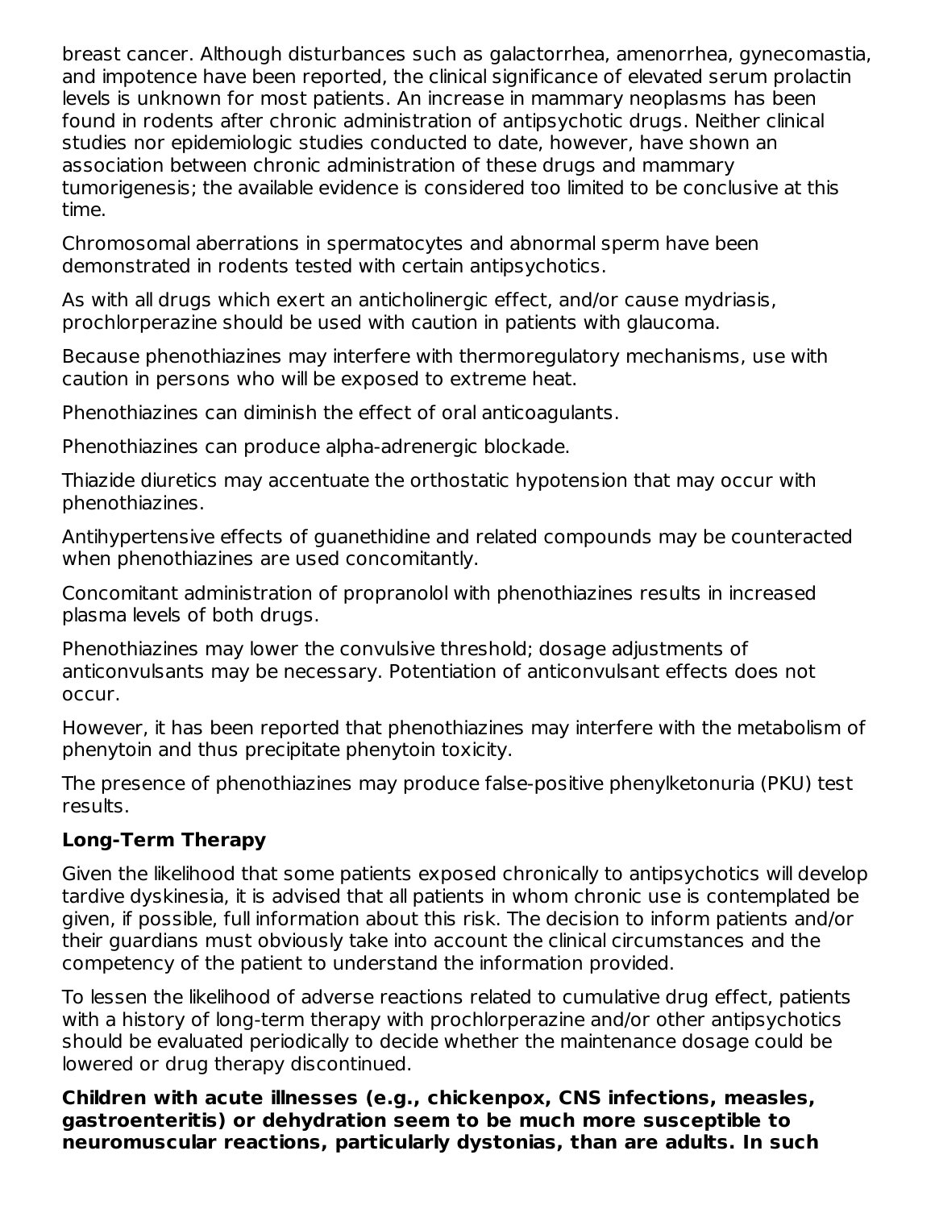breast cancer. Although disturbances such as galactorrhea, amenorrhea, gynecomastia, and impotence have been reported, the clinical significance of elevated serum prolactin levels is unknown for most patients. An increase in mammary neoplasms has been found in rodents after chronic administration of antipsychotic drugs. Neither clinical studies nor epidemiologic studies conducted to date, however, have shown an association between chronic administration of these drugs and mammary tumorigenesis; the available evidence is considered too limited to be conclusive at this time.

Chromosomal aberrations in spermatocytes and abnormal sperm have been demonstrated in rodents tested with certain antipsychotics.

As with all drugs which exert an anticholinergic effect, and/or cause mydriasis, prochlorperazine should be used with caution in patients with glaucoma.

Because phenothiazines may interfere with thermoregulatory mechanisms, use with caution in persons who will be exposed to extreme heat.

Phenothiazines can diminish the effect of oral anticoagulants.

Phenothiazines can produce alpha-adrenergic blockade.

Thiazide diuretics may accentuate the orthostatic hypotension that may occur with phenothiazines.

Antihypertensive effects of guanethidine and related compounds may be counteracted when phenothiazines are used concomitantly.

Concomitant administration of propranolol with phenothiazines results in increased plasma levels of both drugs.

Phenothiazines may lower the convulsive threshold; dosage adjustments of anticonvulsants may be necessary. Potentiation of anticonvulsant effects does not occur.

However, it has been reported that phenothiazines may interfere with the metabolism of phenytoin and thus precipitate phenytoin toxicity.

The presence of phenothiazines may produce false-positive phenylketonuria (PKU) test results.

**Long-Term Therapy**

Given the likelihood that some patients exposed chronically to antipsychotics will develop tardive dyskinesia, it is advised that all patients in whom chronic use is contemplated be given, if possible, full information about this risk. The decision to inform patients and/or their guardians must obviously take into account the clinical circumstances and the competency of the patient to understand the information provided.

To lessen the likelihood of adverse reactions related to cumulative drug effect, patients with a history of long-term therapy with prochlorperazine and/or other antipsychotics should be evaluated periodically to decide whether the maintenance dosage could be lowered or drug therapy discontinued.

**Children with acute illnesses (e.g., chickenpox, CNS infections, measles, gastroenteritis) or dehydration seem to be much more susceptible to neuromuscular reactions, particularly dystonias, than are adults. In such**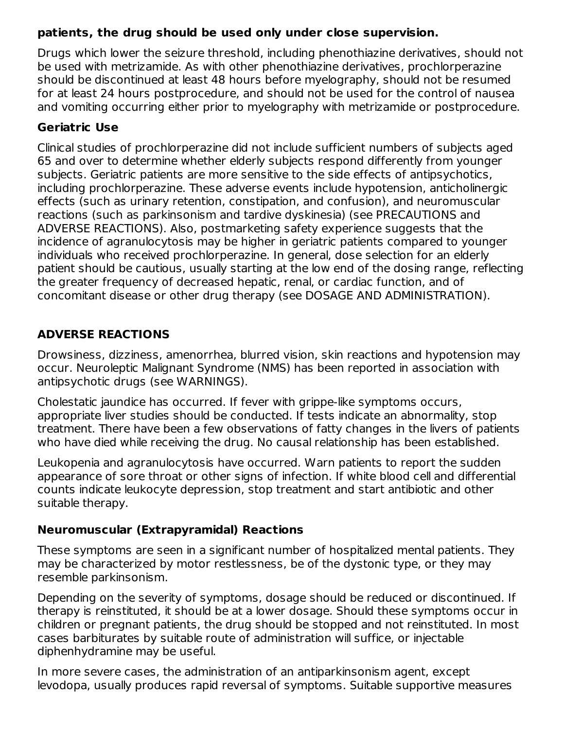**patients, the drug should be used only under close supervision.**

Drugs which lower the seizure threshold, including phenothiazine derivatives, should not be used with metrizamide. As with other phenothiazine derivatives, prochlorperazine should be discontinued at least 48 hours before myelography, should not be resumed for at least 24 hours postprocedure, and should not be used for the control of nausea and vomiting occurring either prior to myelography with metrizamide or postprocedure.

### Geriatric Use

Clinical studies of prochlorperazine did not include sufficient numbers of subjects aged 65 and over to determine whether elderly subjects respond differently from younger subjects. Geriatric patients are more sensitive to the side effects of antipsychotics, including prochlorperazine. These adverse events include hypotension, anticholinergic effects (such as urinary retention, constipation, and confusion), and neuromuscular reactions (such as parkinsonism and tardive dyskinesia) (see PRECAUTIONS and ADVERSE REACTIONS). Also, postmarketing safety experience suggests that the incidence of agranulocytosis may be higher in geriatric patients compared to younger individuals who received prochlorperazine. In general, dose selection for an elderly patient should be cautious, usually starting at the low end of the dosing range, reflecting the greater frequency of decreased hepatic, renal, or cardiac function, and of concomitant disease or other drug therapy (see DOSAGE AND ADMINISTRATION).

## ADVERSE REACTIONS

Drowsiness, dizziness, amenorrhea, blurred vision, skin reactions and hypotension may occur. Neuroleptic Malignant Syndrome (NMS) has been reported in association with antipsychotic drugs (see WARNINGS).

Cholestatic jaundice has occurred. If fever with grippe-like symptoms occurs, appropriate liver studies should be conducted. If tests indicate an abnormality, stop treatment. There have been a few observations of fatty changes in the livers of patients who have died while receiving the drug. No causal relationship has been established.

Leukopenia and agranulocytosis have occurred. Warn patients to report the sudden appearance of sore throat or other signs of infection. If white blood cell and differential counts indicate leukocyte depression, stop treatment and start antibiotic and other suitable therapy.

### Neuromuscular (Extrapyramidal) Reactions

These symptoms are seen in a significant number of hospitalized mental patients. They may be characterized by motor restlessness, be of the dystonic type, or they may resemble parkinsonism.

Depending on the severity of symptoms, dosage should be reduced or discontinued. If therapy is reinstituted, it should be at a lower dosage. Should these symptoms occur in children or pregnant patients, the drug should be stopped and not reinstituted. In most cases barbiturates by suitable route of administration will suffice, or injectable diphenhydramine may be useful.

In more severe cases, the administration of an antiparkinsonism agent, except levodopa, usually produces rapid reversal of symptoms. Suitable supportive measures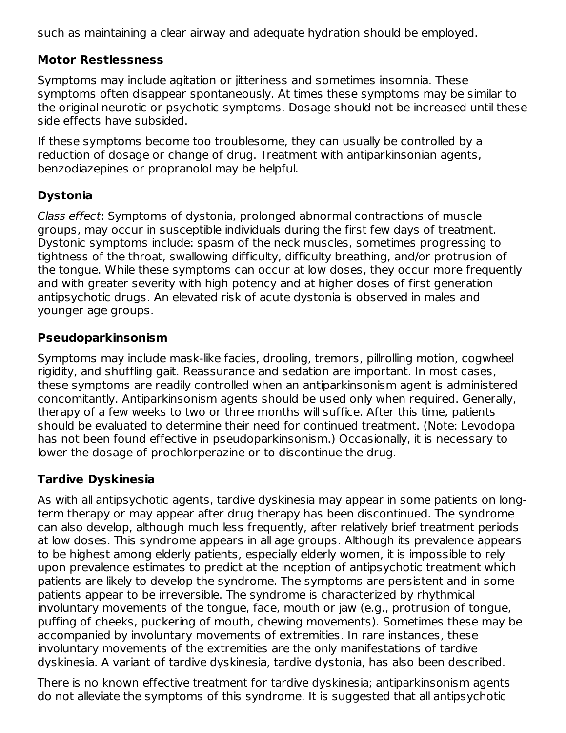such as maintaining a clear airway and adequate hydration should be employed.

**Motor Restlessness**

Symptoms may include agitation or jitteriness and sometimes insomnia. These symptoms often disappear spontaneously. At times these symptoms may be similar to the original neurotic or psychotic symptoms. Dosage should not be increased until these side effects have subsided.

If these symptoms become too troublesome, they can usually be controlled by a reduction of dosage or change of drug. Treatment with antiparkinsonian agents, benzodiazepines or propranolol may be helpful.

**Dystonia**

*Class effect*: Symptoms of dystonia, prolonged abnormal contractions of muscle groups, may occur in susceptible individuals during the first few days of treatment. Dystonic symptoms include: spasm of the neck muscles, sometimes progressing to tightness of the throat, swallowing difficulty, difficulty breathing, and/or protrusion of the tongue. While these symptoms can occur at low doses, they occur more frequently and with greater severity with high potency and at higher doses of first generation antipsychotic drugs. An elevated risk of acute dystonia is observed in males and younger age groups.

**Pseudoparkinsonism**

Symptoms may include mask-like facies, drooling, tremors, pillrolling motion, cogwheel rigidity, and shuffling gait. Reassurance and sedation are important. In most cases, these symptoms are readily controlled when an antiparkinsonism agent is administered concomitantly. Antiparkinsonism agents should be used only when required. Generally, therapy of a few weeks to two or three months will suffice. After this time, patients should be evaluated to determine their need for continued treatment. (Note: Levodopa has not been found effective in pseudoparkinsonism.) Occasionally, it is necessary to lower the dosage of prochlorperazine or to discontinue the drug.

**Tardive Dyskinesia**

As with all antipsychotic agents, tardive dyskinesia may appear in some patients on long-term therapy or may appear after drug therapy has been discontinued. The syndrome can also develop, although much less frequently, after relatively brief treatment periods at low doses. This syndrome appears in all age groups. Although its prevalence appears to be highest among elderly patients, especially elderly women, it is impossible to rely upon prevalence estimates to predict at the inception of antipsychotic treatment which patients are likely to develop the syndrome. The symptoms are persistent and in some patients appear to be irreversible. The syndrome is characterized by rhythmical involuntary movements of the tongue, face, mouth or jaw (e.g., protrusion of tongue, puffing of cheeks, puckering of mouth, chewing movements). Sometimes these may be accompanied by involuntary movements of extremities. In rare instances, these involuntary movements of the extremities are the only manifestations of tardive dyskinesia. A variant of tardive dyskinesia, tardive dystonia, has also been described.

There is no known effective treatment for tardive dyskinesia; antiparkinsonism agents do not alleviate the symptoms of this syndrome. It is suggested that all antipsychotic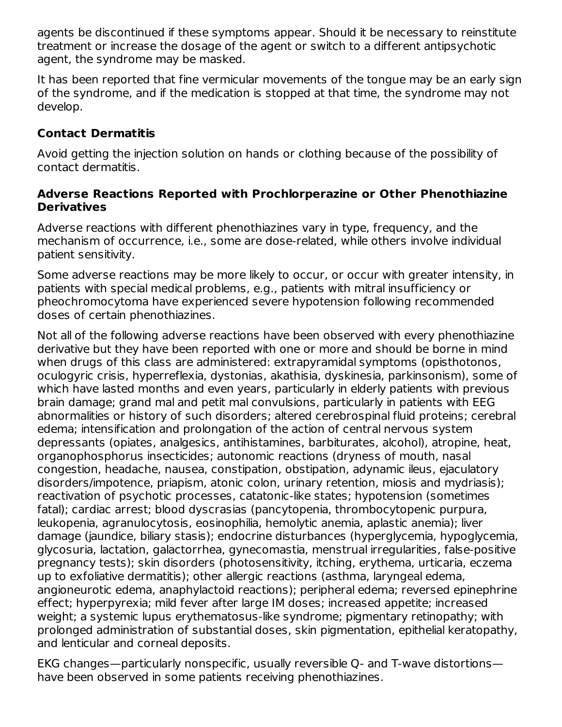agents be discontinued if these symptoms appear. Should it be necessary to reinstitute treatment or increase the dosage of the agent or switch to a different antipsychotic agent, the syndrome may be masked.

It has been reported that fine vermicular movements of the tongue may be an early sign of the syndrome, and if the medication is stopped at that time, the syndrome may not develop.

### Contact Dermatitis

Avoid getting the injection solution on hands or clothing because of the possibility of contact dermatitis.

### Adverse Reactions Reported with Prochlorperazine or Other Phenothiazine Derivatives

Adverse reactions with different phenothiazines vary in type, frequency, and the mechanism of occurrence, i.e., some are dose-related, while others involve individual patient sensitivity.

Some adverse reactions may be more likely to occur, or occur with greater intensity, in patients with special medical problems, e.g., patients with mitral insufficiency or pheochromocytoma have experienced severe hypotension following recommended doses of certain phenothiazines.

Not all of the following adverse reactions have been observed with every phenothiazine derivative but they have been reported with one or more and should be borne in mind when drugs of this class are administered: extrapyramidal symptoms (opisthotonos, oculogyric crisis, hyperreflexia, dystonias, akathisia, dyskinesia, parkinsonism), some of which have lasted months and even years, particularly in elderly patients with previous brain damage; grand mal and petit mal convulsions, particularly in patients with EEG abnormalities or history of such disorders; altered cerebrospinal fluid proteins; cerebral edema; intensification and prolongation of the action of central nervous system depressants (opiates, analgesics, antihistamines, barbiturates, alcohol), atropine, heat, organophosphorus insecticides; autonomic reactions (dryness of mouth, nasal congestion, headache, nausea, constipation, obstipation, adynamic ileus, ejaculatory disorders/impotence, priapism, atonic colon, urinary retention, miosis and mydriasis); reactivation of psychotic processes, catatonic-like states; hypotension (sometimes fatal); cardiac arrest; blood dyscrasias (pancytopenia, thrombocytopenic purpura, leukopenia, agranulocytosis, eosinophilia, hemolytic anemia, aplastic anemia); liver damage (jaundice, biliary stasis); endocrine disturbances (hyperglycemia, hypoglycemia, glycosuria, lactation, galactorrhea, gynecomastia, menstrual irregularities, false-positive pregnancy tests); skin disorders (photosensitivity, itching, erythema, urticaria, eczema up to exfoliative dermatitis); other allergic reactions (asthma, laryngeal edema, angioneurotic edema, anaphylactoid reactions); peripheral edema; reversed epinephrine effect; hyperpyrexia; mild fever after large IM doses; increased appetite; increased weight; a systemic lupus erythematosus-like syndrome; pigmentary retinopathy; with prolonged administration of substantial doses, skin pigmentation, epithelial keratopathy, and lenticular and corneal deposits.

EKG changes—particularly nonspecific, usually reversible Q- and T-wave distortions—have been observed in some patients receiving phenothiazines.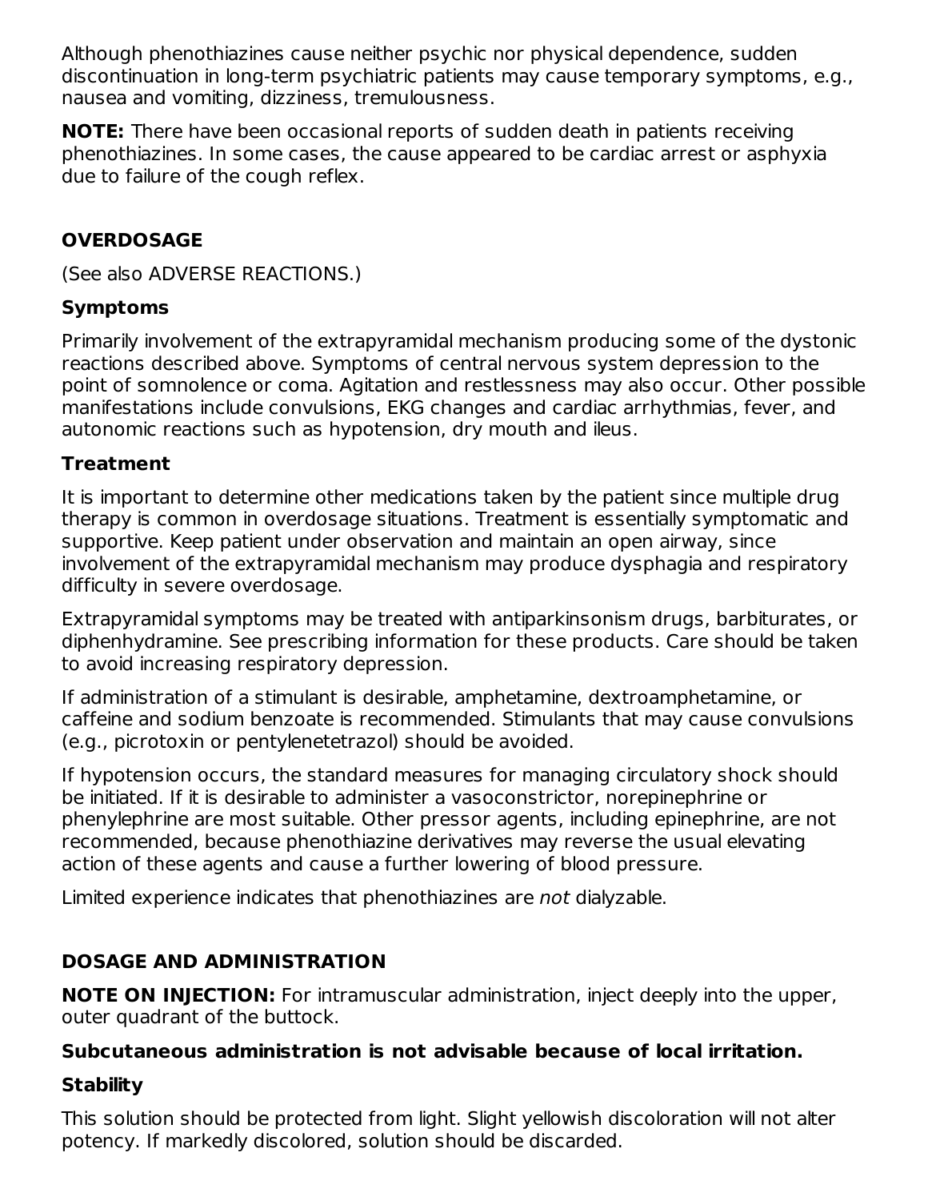Although phenothiazines cause neither psychic nor physical dependence, sudden discontinuation in long-term psychiatric patients may cause temporary symptoms, e.g., nausea and vomiting, dizziness, tremulousness.

**NOTE:** There have been occasional reports of sudden death in patients receiving phenothiazines. In some cases, the cause appeared to be cardiac arrest or asphyxia due to failure of the cough reflex.

## OVERDOSAGE

(See also ADVERSE REACTIONS.)

### Symptoms

Primarily involvement of the extrapyramidal mechanism producing some of the dystonic reactions described above. Symptoms of central nervous system depression to the point of somnolence or coma. Agitation and restlessness may also occur. Other possible manifestations include convulsions, EKG changes and cardiac arrhythmias, fever, and autonomic reactions such as hypotension, dry mouth and ileus.

### Treatment

It is important to determine other medications taken by the patient since multiple drug therapy is common in overdosage situations. Treatment is essentially symptomatic and supportive. Keep patient under observation and maintain an open airway, since involvement of the extrapyramidal mechanism may produce dysphagia and respiratory difficulty in severe overdosage.

Extrapyramidal symptoms may be treated with antiparkinsonism drugs, barbiturates, or diphenhydramine. See prescribing information for these products. Care should be taken to avoid increasing respiratory depression.

If administration of a stimulant is desirable, amphetamine, dextroamphetamine, or caffeine and sodium benzoate is recommended. Stimulants that may cause convulsions (e.g., picrotoxin or pentylenetetrazol) should be avoided.

If hypotension occurs, the standard measures for managing circulatory shock should be initiated. If it is desirable to administer a vasoconstrictor, norepinephrine or phenylephrine are most suitable. Other pressor agents, including epinephrine, are not recommended, because phenothiazine derivatives may reverse the usual elevating action of these agents and cause a further lowering of blood pressure.

Limited experience indicates that phenothiazines are *not* dialyzable.

## DOSAGE AND ADMINISTRATION

**NOTE ON INJECTION:** For intramuscular administration, inject deeply into the upper, outer quadrant of the buttock.

**Subcutaneous administration is not advisable because of local irritation.**

### Stability

This solution should be protected from light. Slight yellowish discoloration will not alter potency. If markedly discolored, solution should be discarded.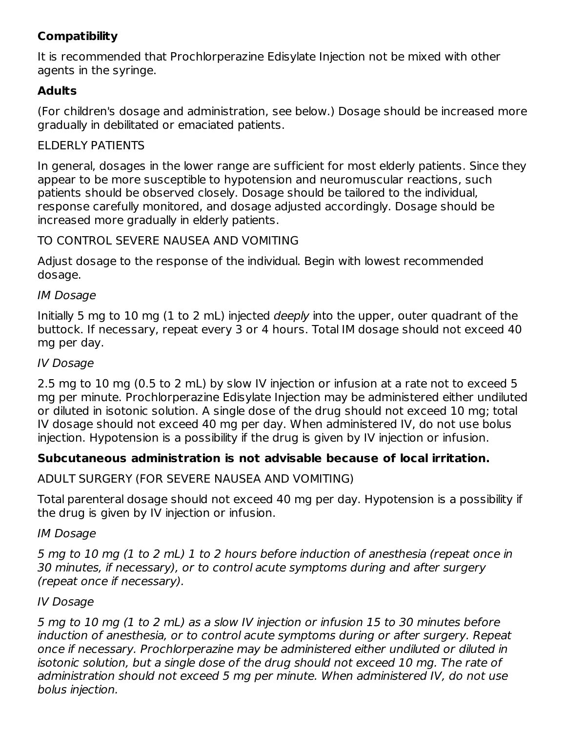### Compatibility

It is recommended that Prochlorperazine Edisylate Injection not be mixed with other agents in the syringe.

### Adults

(For children's dosage and administration, see below.) Dosage should be increased more gradually in debilitated or emaciated patients.

ELDERLY PATIENTS

In general, dosages in the lower range are sufficient for most elderly patients. Since they appear to be more susceptible to hypotension and neuromuscular reactions, such patients should be observed closely. Dosage should be tailored to the individual, response carefully monitored, and dosage adjusted accordingly. Dosage should be increased more gradually in elderly patients.

TO CONTROL SEVERE NAUSEA AND VOMITING

Adjust dosage to the response of the individual. Begin with lowest recommended dosage.

*IM Dosage*

Initially 5 mg to 10 mg (1 to 2 mL) injected *deeply* into the upper, outer quadrant of the buttock. If necessary, repeat every 3 or 4 hours. Total IM dosage should not exceed 40 mg per day.

*IV Dosage*

2.5 mg to 10 mg (0.5 to 2 mL) by slow IV injection or infusion at a rate not to exceed 5 mg per minute. Prochlorperazine Edisylate Injection may be administered either undiluted or diluted in isotonic solution. A single dose of the drug should not exceed 10 mg; total IV dosage should not exceed 40 mg per day. When administered IV, do not use bolus injection. Hypotension is a possibility if the drug is given by IV injection or infusion.

**Subcutaneous administration is not advisable because of local irritation.**

ADULT SURGERY (FOR SEVERE NAUSEA AND VOMITING)

Total parenteral dosage should not exceed 40 mg per day. Hypotension is a possibility if the drug is given by IV injection or infusion.

*IM Dosage*

*5 mg to 10 mg (1 to 2 mL) 1 to 2 hours before induction of anesthesia (repeat once in 30 minutes, if necessary), or to control acute symptoms during and after surgery (repeat once if necessary).*

*IV Dosage*

*5 mg to 10 mg (1 to 2 mL) as a slow IV injection or infusion 15 to 30 minutes before induction of anesthesia, or to control acute symptoms during or after surgery. Repeat once if necessary. Prochlorperazine may be administered either undiluted or diluted in isotonic solution, but a single dose of the drug should not exceed 10 mg. The rate of administration should not exceed 5 mg per minute. When administered IV, do not use bolus injection.*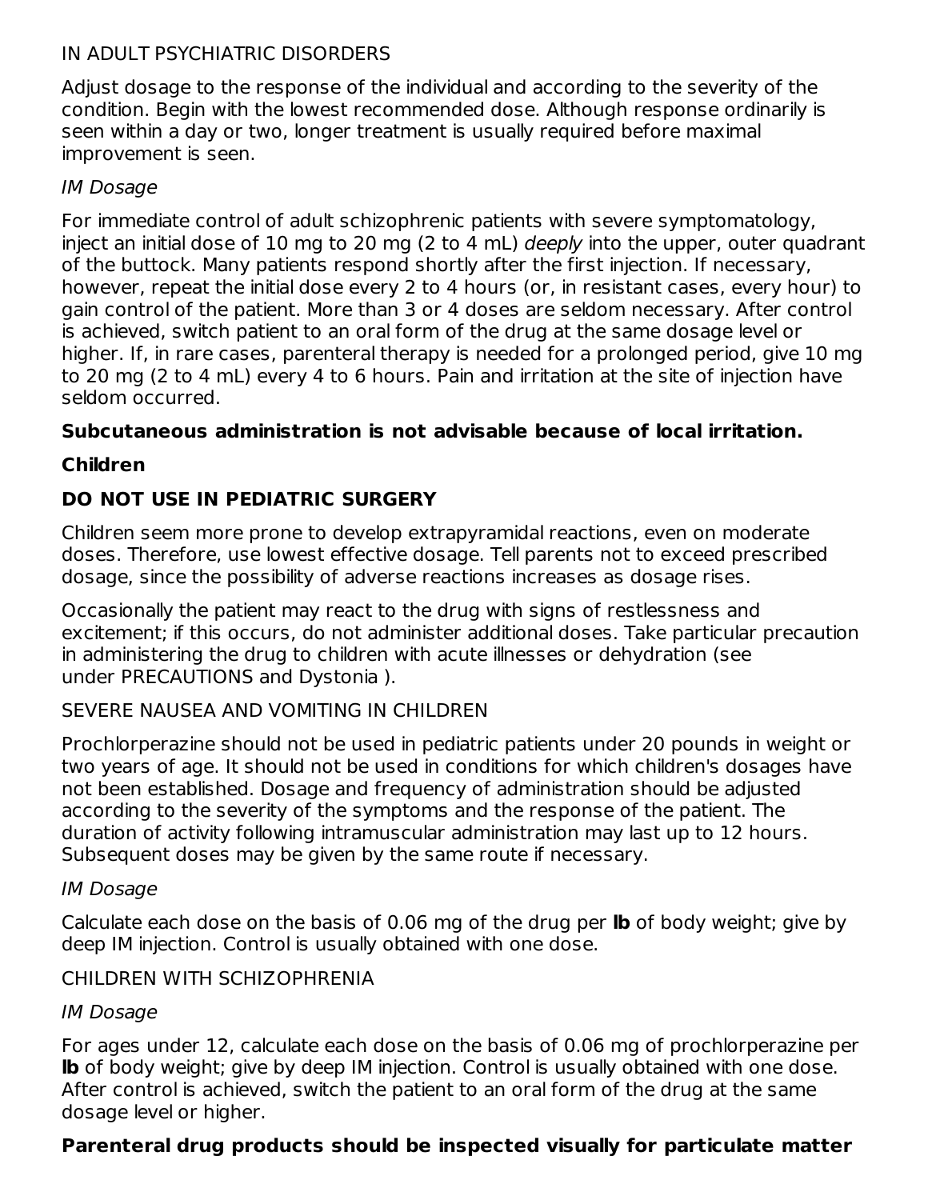IN ADULT PSYCHIATRIC DISORDERS

Adjust dosage to the response of the individual and according to the severity of the condition. Begin with the lowest recommended dose. Although response ordinarily is seen within a day or two, longer treatment is usually required before maximal improvement is seen.

*IM Dosage*

For immediate control of adult schizophrenic patients with severe symptomatology, inject an initial dose of 10 mg to 20 mg (2 to 4 mL) *deeply* into the upper, outer quadrant of the buttock. Many patients respond shortly after the first injection. If necessary, however, repeat the initial dose every 2 to 4 hours (or, in resistant cases, every hour) to gain control of the patient. More than 3 or 4 doses are seldom necessary. After control is achieved, switch patient to an oral form of the drug at the same dosage level or higher. If, in rare cases, parenteral therapy is needed for a prolonged period, give 10 mg to 20 mg (2 to 4 mL) every 4 to 6 hours. Pain and irritation at the site of injection have seldom occurred.

**Subcutaneous administration is not advisable because of local irritation.**

**Children**

**DO NOT USE IN PEDIATRIC SURGERY**

Children seem more prone to develop extrapyramidal reactions, even on moderate doses. Therefore, use lowest effective dosage. Tell parents not to exceed prescribed dosage, since the possibility of adverse reactions increases as dosage rises.

Occasionally the patient may react to the drug with signs of restlessness and excitement; if this occurs, do not administer additional doses. Take particular precaution in administering the drug to children with acute illnesses or dehydration (see under PRECAUTIONS and Dystonia ).

SEVERE NAUSEA AND VOMITING IN CHILDREN

Prochlorperazine should not be used in pediatric patients under 20 pounds in weight or two years of age. It should not be used in conditions for which children's dosages have not been established. Dosage and frequency of administration should be adjusted according to the severity of the symptoms and the response of the patient. The duration of activity following intramuscular administration may last up to 12 hours. Subsequent doses may be given by the same route if necessary.

*IM Dosage*

Calculate each dose on the basis of 0.06 mg of the drug per **lb** of body weight; give by deep IM injection. Control is usually obtained with one dose.

CHILDREN WITH SCHIZOPHRENIA

*IM Dosage*

For ages under 12, calculate each dose on the basis of 0.06 mg of prochlorperazine per **lb** of body weight; give by deep IM injection. Control is usually obtained with one dose. After control is achieved, switch the patient to an oral form of the drug at the same dosage level or higher.

**Parenteral drug products should be inspected visually for particulate matter**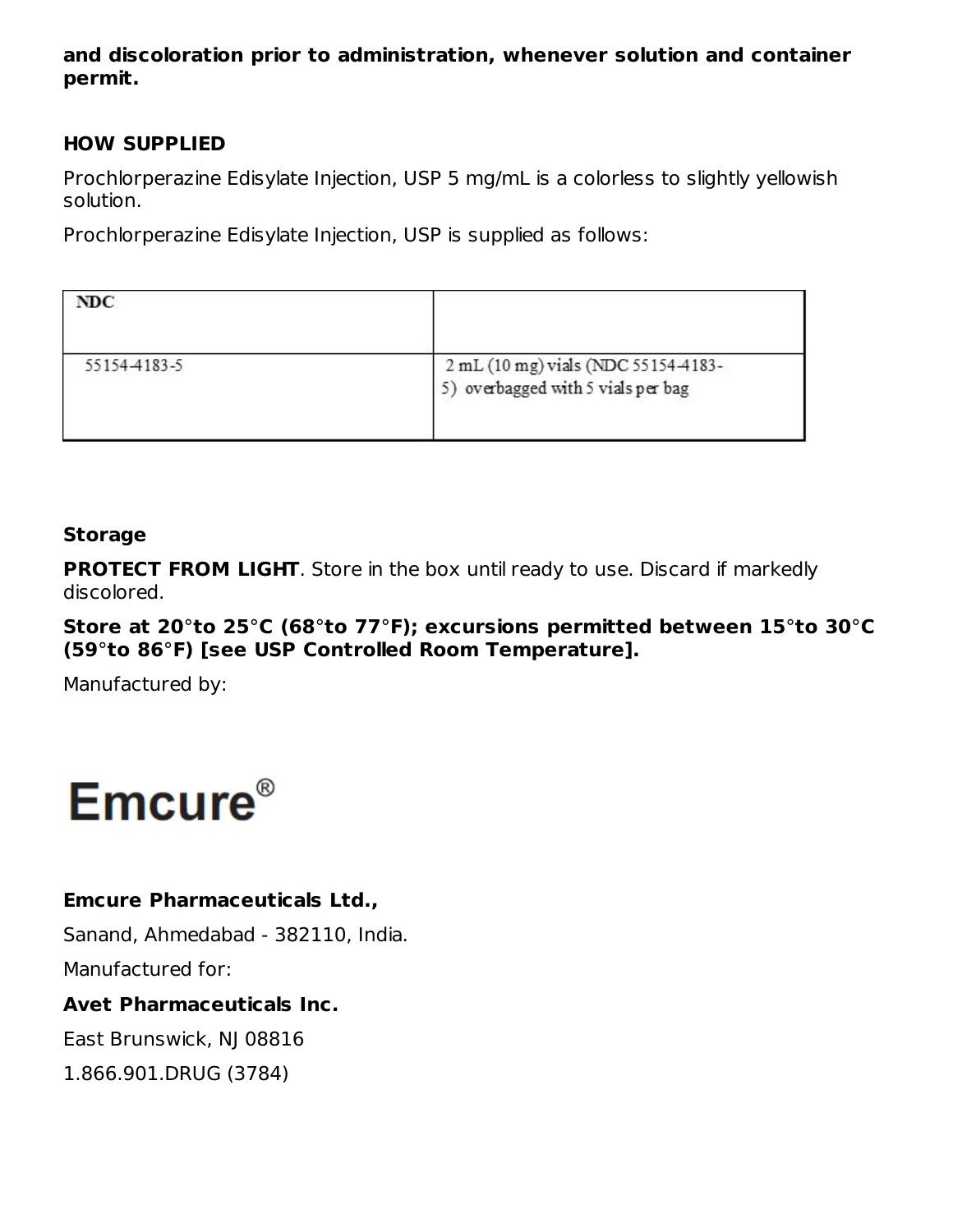**and discoloration prior to administration, whenever solution and container permit.**

## HOW SUPPLIED

Prochlorperazine Edisylate Injection, USP 5 mg/mL is a colorless to slightly yellowish solution.

Prochlorperazine Edisylate Injection, USP is supplied as follows:

| NDC | |
|---|---|
| 55154-4183-5 | 2 mL (10 mg) vials (NDC 55154-4183-5) overbagged with 5 vials per bag |

### Storage

**PROTECT FROM LIGHT**. Store in the box until ready to use. Discard if markedly discolored.

**Store at 20°to 25°C (68°to 77°F); excursions permitted between 15°to 30°C (59°to 86°F) [see USP Controlled Room Temperature].**

Manufactured by:

Emcure®

**Emcure Pharmaceuticals Ltd.,**

Sanand, Ahmedabad - 382110, India.

Manufactured for:

**Avet Pharmaceuticals Inc.**

East Brunswick, NJ 08816

1.866.901.DRUG (3784)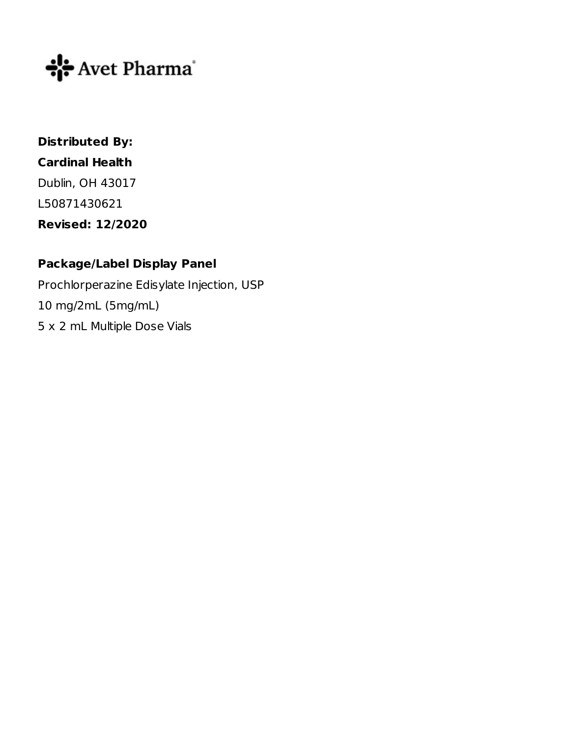Avet Pharma®

**Distributed By:**

**Cardinal Health**

Dublin, OH 43017

L50871430621

**Revised: 12/2020**

**Package/Label Display Panel**

Prochlorperazine Edisylate Injection, USP

10 mg/2mL (5mg/mL)

5 x 2 mL Multiple Dose Vials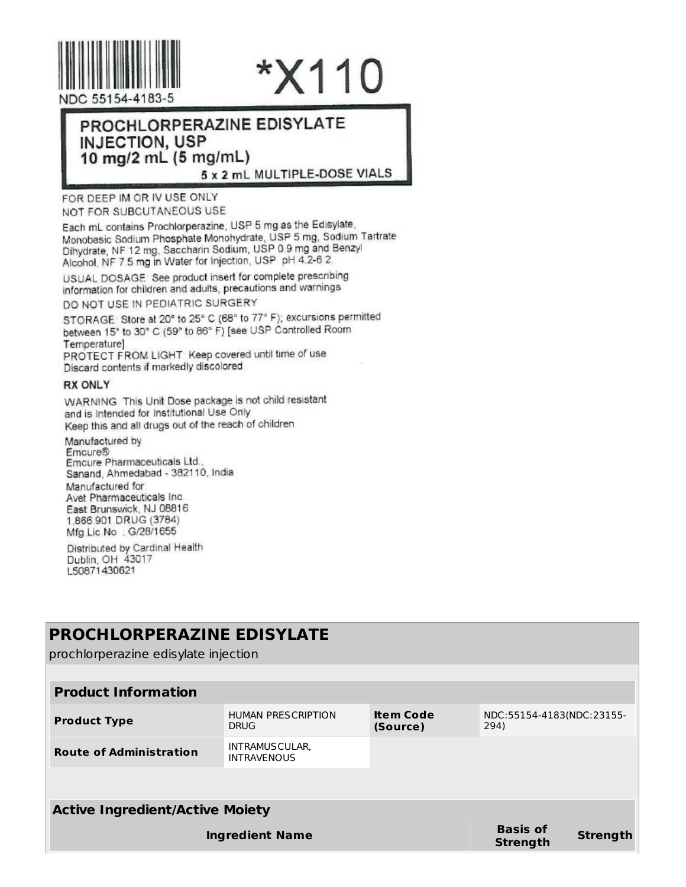NDC 55154-4183-5

*X110

**PROCHLORPERAZINE EDISYLATE INJECTION, USP**
**10 mg/2 mL (5 mg/mL)**
**5 x 2 mL MULTIPLE-DOSE VIALS**

FOR DEEP IM OR IV USE ONLY
NOT FOR SUBCUTANEOUS USE

Each mL contains Prochlorperazine, USP 5 mg as the Edisylate, Monobasic Sodium Phosphate Monohydrate, USP 5 mg, Sodium Tartrate Dihydrate, NF 12 mg, Saccharin Sodium, USP 0.9 mg and Benzyl Alcohol, NF 7.5 mg in Water for Injection, USP pH 4.2-6.2.

USUAL DOSAGE: See product insert for complete prescribing information for children and adults, precautions and warnings

DO NOT USE IN PEDIATRIC SURGERY

STORAGE: Store at 20° to 25° C (68° to 77° F); excursions permitted between 15° to 30° C (59° to 86° F) [see USP Controlled Room Temperature]
PROTECT FROM LIGHT: Keep covered until time of use
Discard contents if markedly discolored

**RX ONLY**

WARNING: This Unit Dose package is not child resistant and is Intended for Institutional Use Only
Keep this and all drugs out of the reach of children

Manufactured by
Emcure®
Emcure Pharmaceuticals Ltd.,
Sanand, Ahmedabad - 382110, India
Manufactured for
Avet Pharmaceuticals Inc
East Brunswick, NJ 08816
1.866.901.DRUG (3784)
Mfg.Lic.No. : G/28/1655

Distributed by Cardinal Health
Dublin, OH 43017
L50871430621

## PROCHLORPERAZINE EDISYLATE

prochlorperazine edisylate injection

| Product Information | | | |
|---|---|---|---|
| **Product Type** | HUMAN PRESCRIPTION DRUG | **Item Code (Source)** | NDC:55154-4183(NDC:23155-294) |
| **Route of Administration** | INTRAMUSCULAR, INTRAVENOUS | | |

| Active Ingredient/Active Moiety | | |
|---|---|---|
| **Ingredient Name** | **Basis of Strength** | **Strength** |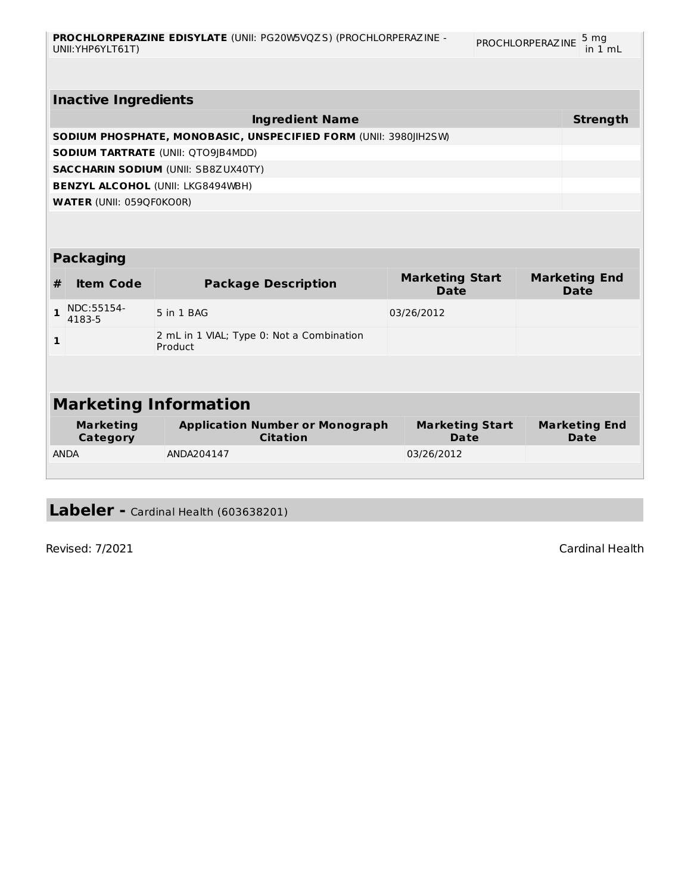| | | |
|---|---|---|
| **PROCHLORPERAZINE EDISYLATE** (UNII: PG20W5VQZS) (PROCHLORPERAZINE - UNII:YHP6YLT61T) | PROCHLORPERAZINE | 5 mg in 1 mL |

| Inactive Ingredients | |
|---|---|
| **Ingredient Name** | **Strength** |
| **SODIUM PHOSPHATE, MONOBASIC, UNSPECIFIED FORM** (UNII: 3980JIH2SW) | |
| **SODIUM TARTRATE** (UNII: QTO9JB4MDD) | |
| **SACCHARIN SODIUM** (UNII: SB8ZUX40TY) | |
| **BENZYL ALCOHOL** (UNII: LKG8494WBH) | |
| **WATER** (UNII: 059QF0KO0R) | |

| Packaging | | | | |
|---|---|---|---|---|
| **#** | **Item Code** | **Package Description** | **Marketing Start Date** | **Marketing End Date** |
| 1 | NDC:55154-4183-5 | 5 in 1 BAG | 03/26/2012 | |
| 1 | | 2 mL in 1 VIAL; Type 0: Not a Combination Product | | |

| Marketing Information | | | |
|---|---|---|---|
| **Marketing Category** | **Application Number or Monograph Citation** | **Marketing Start Date** | **Marketing End Date** |
| ANDA | ANDA204147 | 03/26/2012 | |

## Labeler - Cardinal Health (603638201)

Revised: 7/2021

Cardinal Health